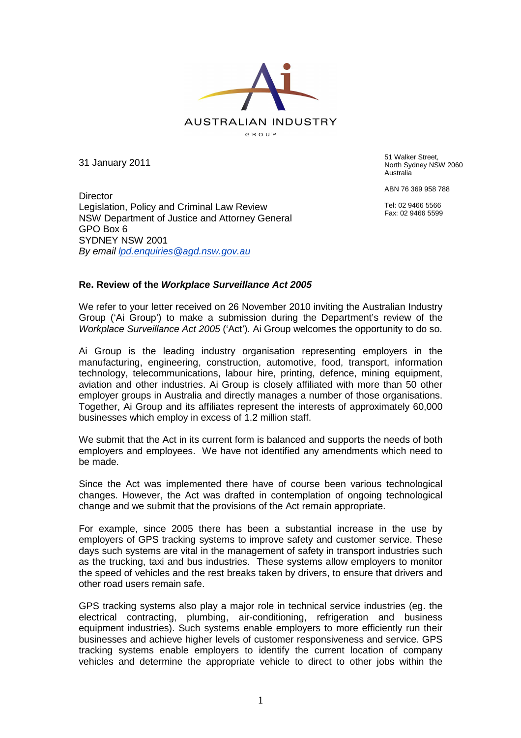AUSTRALIAN INDUSTRY

GROUP

31 January 2011

51 Walker Street,
North Sydney NSW 2060
Australia

ABN 76 369 958 788

Tel: 02 9466 5566
Fax: 02 9466 5599

Director
Legislation, Policy and Criminal Law Review
NSW Department of Justice and Attorney General
GPO Box 6
SYDNEY NSW 2001
*By email* [lpd.enquiries@agd.nsw.gov.au](mailto:lpd.enquiries@agd.nsw.gov.au)

**Re. Review of the *Workplace Surveillance Act 2005***

We refer to your letter received on 26 November 2010 inviting the Australian Industry Group ('Ai Group') to make a submission during the Department's review of the *Workplace Surveillance Act 2005* ('Act'). Ai Group welcomes the opportunity to do so.

Ai Group is the leading industry organisation representing employers in the manufacturing, engineering, construction, automotive, food, transport, information technology, telecommunications, labour hire, printing, defence, mining equipment, aviation and other industries. Ai Group is closely affiliated with more than 50 other employer groups in Australia and directly manages a number of those organisations. Together, Ai Group and its affiliates represent the interests of approximately 60,000 businesses which employ in excess of 1.2 million staff.

We submit that the Act in its current form is balanced and supports the needs of both employers and employees. We have not identified any amendments which need to be made.

Since the Act was implemented there have of course been various technological changes. However, the Act was drafted in contemplation of ongoing technological change and we submit that the provisions of the Act remain appropriate.

For example, since 2005 there has been a substantial increase in the use by employers of GPS tracking systems to improve safety and customer service. These days such systems are vital in the management of safety in transport industries such as the trucking, taxi and bus industries. These systems allow employers to monitor the speed of vehicles and the rest breaks taken by drivers, to ensure that drivers and other road users remain safe.

GPS tracking systems also play a major role in technical service industries (eg. the electrical contracting, plumbing, air-conditioning, refrigeration and business equipment industries). Such systems enable employers to more efficiently run their businesses and achieve higher levels of customer responsiveness and service. GPS tracking systems enable employers to identify the current location of company vehicles and determine the appropriate vehicle to direct to other jobs within the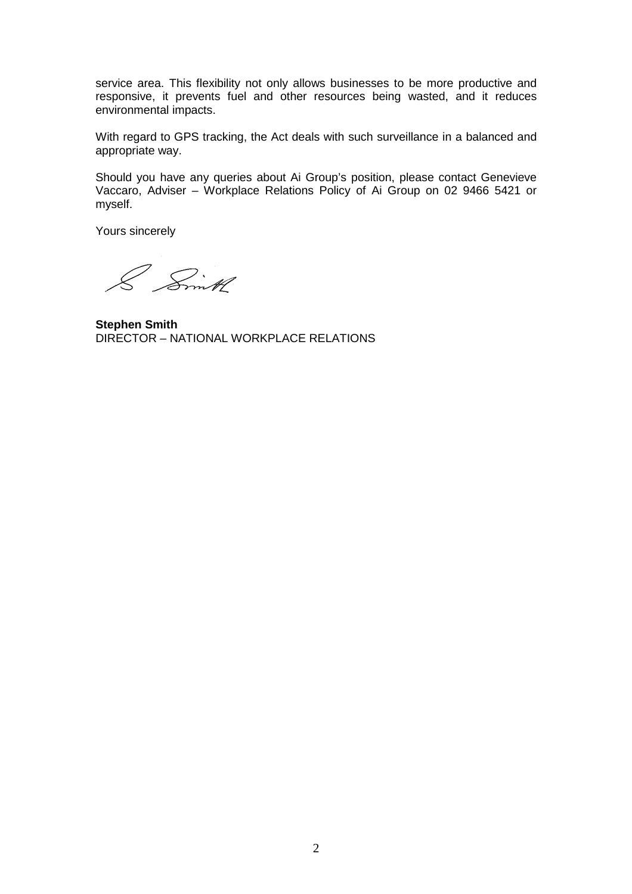service area. This flexibility not only allows businesses to be more productive and responsive, it prevents fuel and other resources being wasted, and it reduces environmental impacts.

With regard to GPS tracking, the Act deals with such surveillance in a balanced and appropriate way.

Should you have any queries about Ai Group's position, please contact Genevieve Vaccaro, Adviser – Workplace Relations Policy of Ai Group on 02 9466 5421 or myself.

Yours sincerely

**Stephen Smith**
DIRECTOR – NATIONAL WORKPLACE RELATIONS